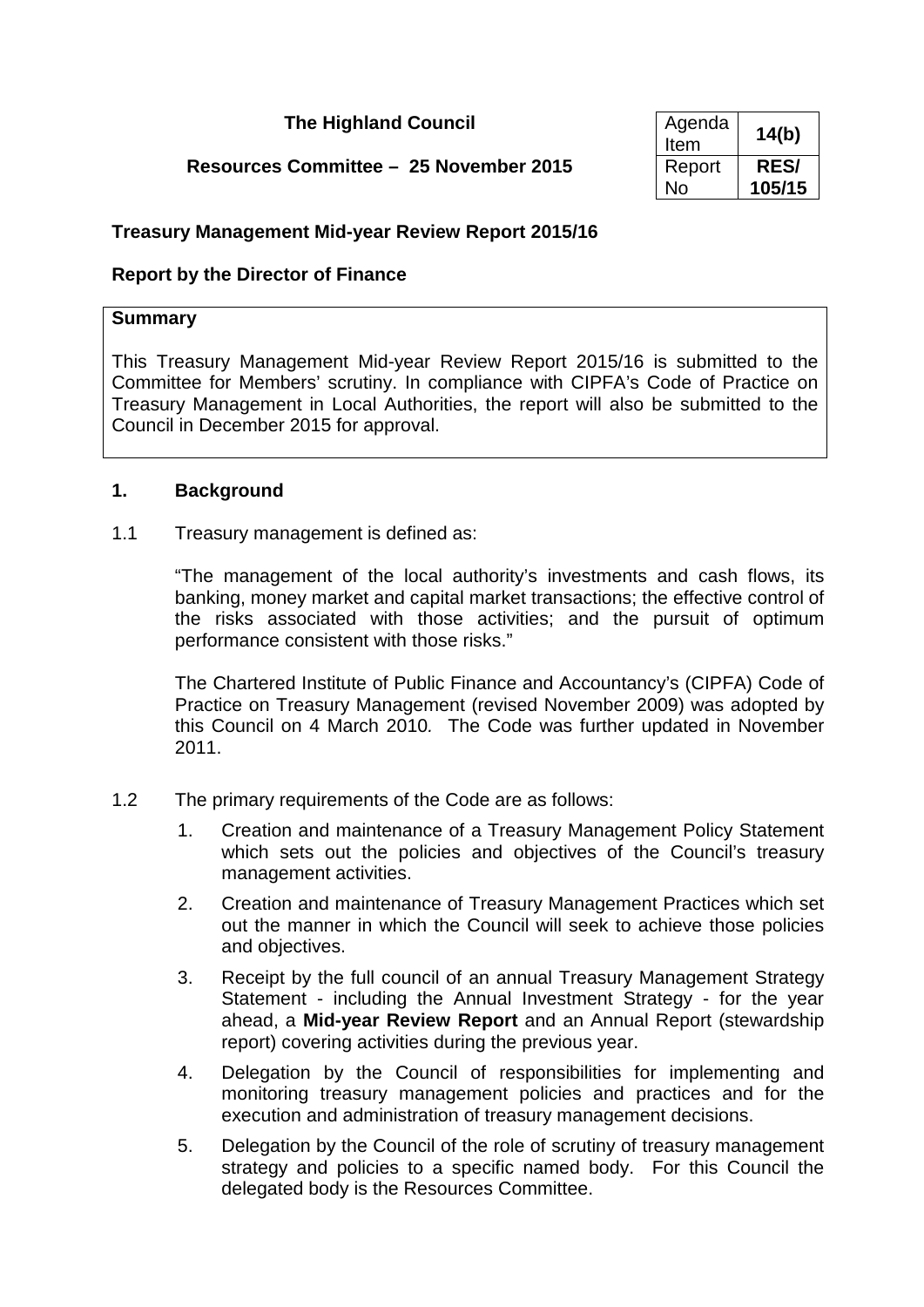**The Highland Council**

**Resources Committee – 25 November 2015**

| Agenda Item | **14(b)** |
|---|---|
| Report No | **RES/ 105/15** |

**Treasury Management Mid-year Review Report 2015/16**

**Report by the Director of Finance**

**Summary**

This Treasury Management Mid-year Review Report 2015/16 is submitted to the Committee for Members' scrutiny. In compliance with CIPFA's Code of Practice on Treasury Management in Local Authorities, the report will also be submitted to the Council in December 2015 for approval.

## 1. Background

1.1 Treasury management is defined as:

"The management of the local authority's investments and cash flows, its banking, money market and capital market transactions; the effective control of the risks associated with those activities; and the pursuit of optimum performance consistent with those risks."

The Chartered Institute of Public Finance and Accountancy's (CIPFA) Code of Practice on Treasury Management (revised November 2009) was adopted by this Council on 4 March 2010. The Code was further updated in November 2011.

1.2 The primary requirements of the Code are as follows:

1. Creation and maintenance of a Treasury Management Policy Statement which sets out the policies and objectives of the Council's treasury management activities.
2. Creation and maintenance of Treasury Management Practices which set out the manner in which the Council will seek to achieve those policies and objectives.
3. Receipt by the full council of an annual Treasury Management Strategy Statement - including the Annual Investment Strategy - for the year ahead, a **Mid-year Review Report** and an Annual Report (stewardship report) covering activities during the previous year.
4. Delegation by the Council of responsibilities for implementing and monitoring treasury management policies and practices and for the execution and administration of treasury management decisions.
5. Delegation by the Council of the role of scrutiny of treasury management strategy and policies to a specific named body. For this Council the delegated body is the Resources Committee.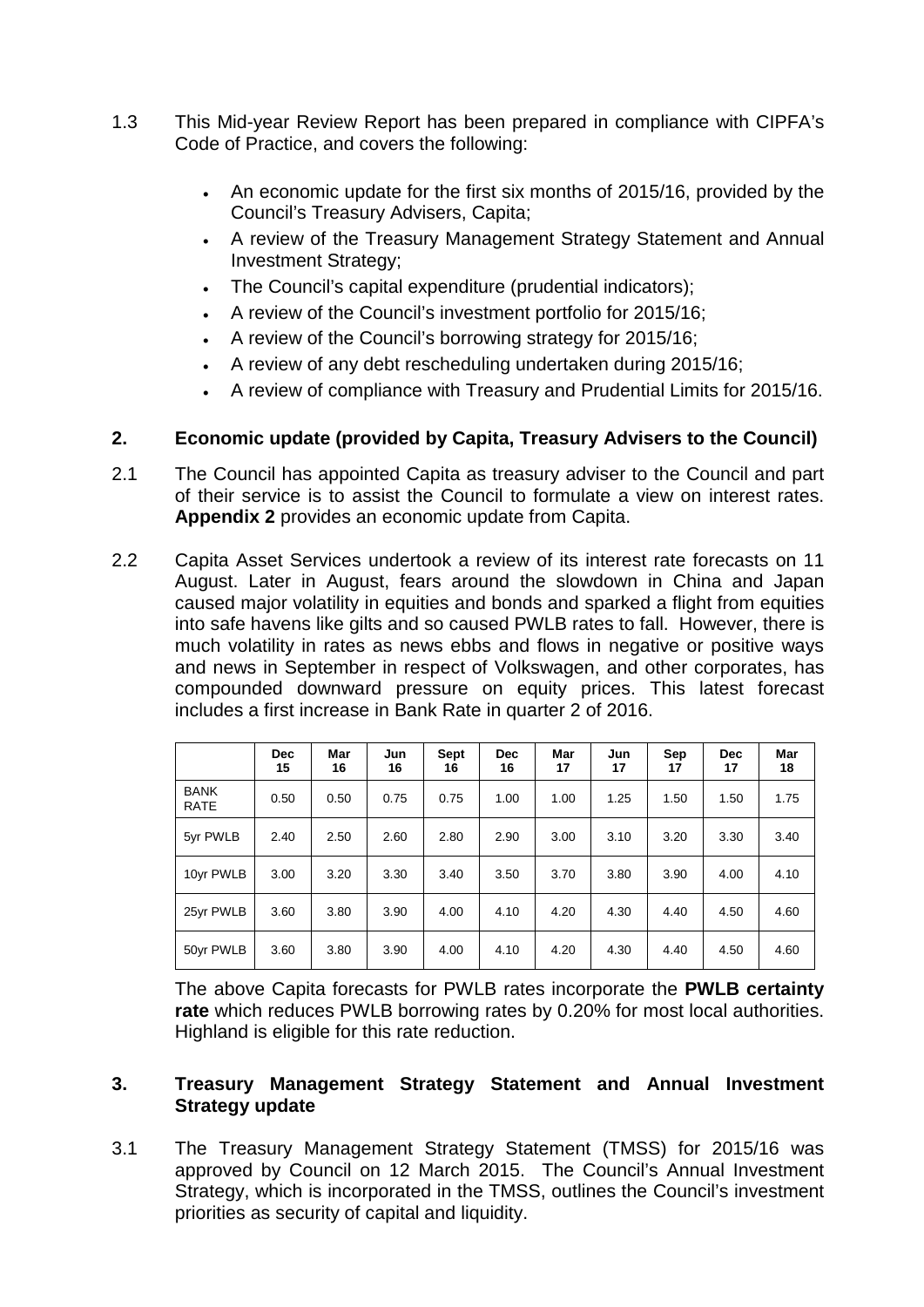1.3 This Mid-year Review Report has been prepared in compliance with CIPFA's Code of Practice, and covers the following:

- An economic update for the first six months of 2015/16, provided by the Council's Treasury Advisers, Capita;
- A review of the Treasury Management Strategy Statement and Annual Investment Strategy;
- The Council's capital expenditure (prudential indicators);
- A review of the Council's investment portfolio for 2015/16;
- A review of the Council's borrowing strategy for 2015/16;
- A review of any debt rescheduling undertaken during 2015/16;
- A review of compliance with Treasury and Prudential Limits for 2015/16.

## 2. Economic update (provided by Capita, Treasury Advisers to the Council)

2.1 The Council has appointed Capita as treasury adviser to the Council and part of their service is to assist the Council to formulate a view on interest rates. **Appendix 2** provides an economic update from Capita.

2.2 Capita Asset Services undertook a review of its interest rate forecasts on 11 August. Later in August, fears around the slowdown in China and Japan caused major volatility in equities and bonds and sparked a flight from equities into safe havens like gilts and so caused PWLB rates to fall. However, there is much volatility in rates as news ebbs and flows in negative or positive ways and news in September in respect of Volkswagen, and other corporates, has compounded downward pressure on equity prices. This latest forecast includes a first increase in Bank Rate in quarter 2 of 2016.

| | Dec 15 | Mar 16 | Jun 16 | Sept 16 | Dec 16 | Mar 17 | Jun 17 | Sep 17 | Dec 17 | Mar 18 |
|---|---|---|---|---|---|---|---|---|---|---|
| BANK RATE | 0.50 | 0.50 | 0.75 | 0.75 | 1.00 | 1.00 | 1.25 | 1.50 | 1.50 | 1.75 |
| 5yr PWLB | 2.40 | 2.50 | 2.60 | 2.80 | 2.90 | 3.00 | 3.10 | 3.20 | 3.30 | 3.40 |
| 10yr PWLB | 3.00 | 3.20 | 3.30 | 3.40 | 3.50 | 3.70 | 3.80 | 3.90 | 4.00 | 4.10 |
| 25yr PWLB | 3.60 | 3.80 | 3.90 | 4.00 | 4.10 | 4.20 | 4.30 | 4.40 | 4.50 | 4.60 |
| 50yr PWLB | 3.60 | 3.80 | 3.90 | 4.00 | 4.10 | 4.20 | 4.30 | 4.40 | 4.50 | 4.60 |

The above Capita forecasts for PWLB rates incorporate the **PWLB certainty rate** which reduces PWLB borrowing rates by 0.20% for most local authorities. Highland is eligible for this rate reduction.

## 3. Treasury Management Strategy Statement and Annual Investment Strategy update

3.1 The Treasury Management Strategy Statement (TMSS) for 2015/16 was approved by Council on 12 March 2015. The Council's Annual Investment Strategy, which is incorporated in the TMSS, outlines the Council's investment priorities as security of capital and liquidity.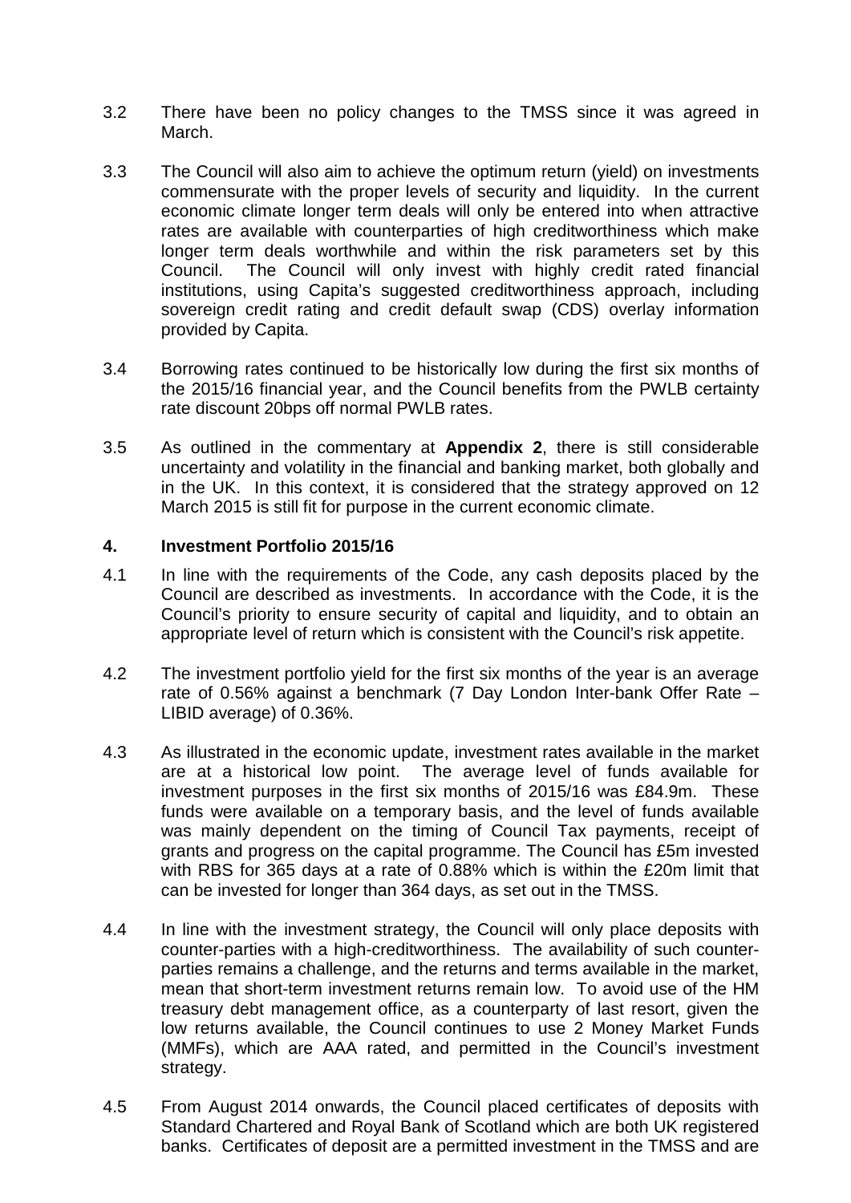3.2 There have been no policy changes to the TMSS since it was agreed in March.

3.3 The Council will also aim to achieve the optimum return (yield) on investments commensurate with the proper levels of security and liquidity. In the current economic climate longer term deals will only be entered into when attractive rates are available with counterparties of high creditworthiness which make longer term deals worthwhile and within the risk parameters set by this Council. The Council will only invest with highly credit rated financial institutions, using Capita's suggested creditworthiness approach, including sovereign credit rating and credit default swap (CDS) overlay information provided by Capita.

3.4 Borrowing rates continued to be historically low during the first six months of the 2015/16 financial year, and the Council benefits from the PWLB certainty rate discount 20bps off normal PWLB rates.

3.5 As outlined in the commentary at **Appendix 2**, there is still considerable uncertainty and volatility in the financial and banking market, both globally and in the UK. In this context, it is considered that the strategy approved on 12 March 2015 is still fit for purpose in the current economic climate.

## 4. Investment Portfolio 2015/16

4.1 In line with the requirements of the Code, any cash deposits placed by the Council are described as investments. In accordance with the Code, it is the Council's priority to ensure security of capital and liquidity, and to obtain an appropriate level of return which is consistent with the Council's risk appetite.

4.2 The investment portfolio yield for the first six months of the year is an average rate of 0.56% against a benchmark (7 Day London Inter-bank Offer Rate – LIBID average) of 0.36%.

4.3 As illustrated in the economic update, investment rates available in the market are at a historical low point. The average level of funds available for investment purposes in the first six months of 2015/16 was £84.9m. These funds were available on a temporary basis, and the level of funds available was mainly dependent on the timing of Council Tax payments, receipt of grants and progress on the capital programme. The Council has £5m invested with RBS for 365 days at a rate of 0.88% which is within the £20m limit that can be invested for longer than 364 days, as set out in the TMSS.

4.4 In line with the investment strategy, the Council will only place deposits with counter-parties with a high-creditworthiness. The availability of such counter-parties remains a challenge, and the returns and terms available in the market, mean that short-term investment returns remain low. To avoid use of the HM treasury debt management office, as a counterparty of last resort, given the low returns available, the Council continues to use 2 Money Market Funds (MMFs), which are AAA rated, and permitted in the Council's investment strategy.

4.5 From August 2014 onwards, the Council placed certificates of deposits with Standard Chartered and Royal Bank of Scotland which are both UK registered banks. Certificates of deposit are a permitted investment in the TMSS and are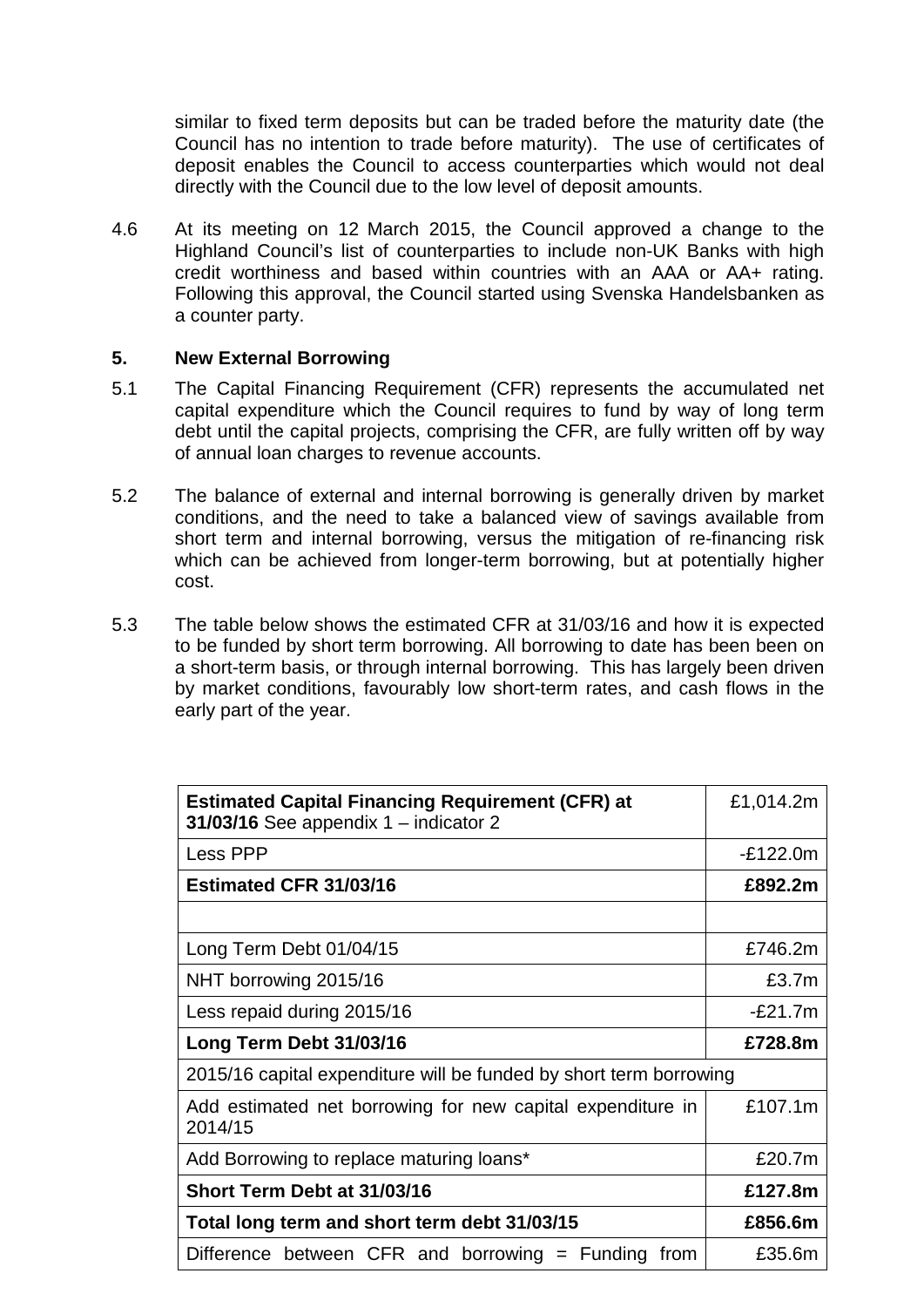similar to fixed term deposits but can be traded before the maturity date (the Council has no intention to trade before maturity). The use of certificates of deposit enables the Council to access counterparties which would not deal directly with the Council due to the low level of deposit amounts.

4.6 At its meeting on 12 March 2015, the Council approved a change to the Highland Council's list of counterparties to include non-UK Banks with high credit worthiness and based within countries with an AAA or AA+ rating. Following this approval, the Council started using Svenska Handelsbanken as a counter party.

## 5. New External Borrowing

5.1 The Capital Financing Requirement (CFR) represents the accumulated net capital expenditure which the Council requires to fund by way of long term debt until the capital projects, comprising the CFR, are fully written off by way of annual loan charges to revenue accounts.

5.2 The balance of external and internal borrowing is generally driven by market conditions, and the need to take a balanced view of savings available from short term and internal borrowing, versus the mitigation of re-financing risk which can be achieved from longer-term borrowing, but at potentially higher cost.

5.3 The table below shows the estimated CFR at 31/03/16 and how it is expected to be funded by short term borrowing. All borrowing to date has been been on a short-term basis, or through internal borrowing. This has largely been driven by market conditions, favourably low short-term rates, and cash flows in the early part of the year.

| **Estimated Capital Financing Requirement (CFR) at 31/03/16** See appendix 1 – indicator 2 | £1,014.2m |
|---|---|
| Less PPP | -£122.0m |
| **Estimated CFR 31/03/16** | **£892.2m** |
| | |
| Long Term Debt 01/04/15 | £746.2m |
| NHT borrowing 2015/16 | £3.7m |
| Less repaid during 2015/16 | -£21.7m |
| **Long Term Debt 31/03/16** | **£728.8m** |
| 2015/16 capital expenditure will be funded by short term borrowing | |
| Add estimated net borrowing for new capital expenditure in 2014/15 | £107.1m |
| Add Borrowing to replace maturing loans* | £20.7m |
| **Short Term Debt at 31/03/16** | **£127.8m** |
| **Total long term and short term debt 31/03/15** | **£856.6m** |
| Difference between CFR and borrowing = Funding from | £35.6m |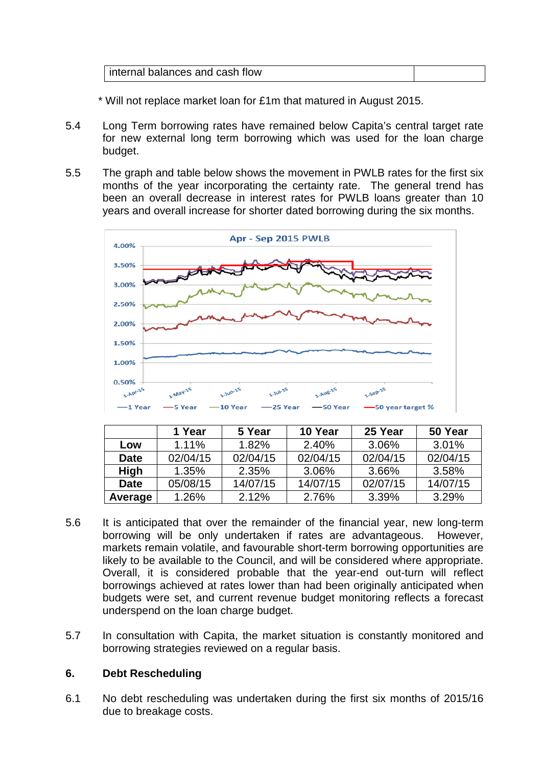| internal balances and cash flow | |
|---|---|

\* Will not replace market loan for £1m that matured in August 2015.

5.4 Long Term borrowing rates have remained below Capita's central target rate for new external long term borrowing which was used for the loan charge budget.

5.5 The graph and table below shows the movement in PWLB rates for the first six months of the year incorporating the certainty rate. The general trend has been an overall decrease in interest rates for PWLB loans greater than 10 years and overall increase for shorter dated borrowing during the six months.

Apr - Sep 2015 PWLB

| | 1 Year | 5 Year | 10 Year | 25 Year | 50 Year |
|---|---|---|---|---|---|
| **Low** | 1.11% | 1.82% | 2.40% | 3.06% | 3.01% |
| **Date** | 02/04/15 | 02/04/15 | 02/04/15 | 02/04/15 | 02/04/15 |
| **High** | 1.35% | 2.35% | 3.06% | 3.66% | 3.58% |
| **Date** | 05/08/15 | 14/07/15 | 14/07/15 | 02/07/15 | 14/07/15 |
| **Average** | 1.26% | 2.12% | 2.76% | 3.39% | 3.29% |

5.6 It is anticipated that over the remainder of the financial year, new long-term borrowing will be only undertaken if rates are advantageous. However, markets remain volatile, and favourable short-term borrowing opportunities are likely to be available to the Council, and will be considered where appropriate. Overall, it is considered probable that the year-end out-turn will reflect borrowings achieved at rates lower than had been originally anticipated when budgets were set, and current revenue budget monitoring reflects a forecast underspend on the loan charge budget.

5.7 In consultation with Capita, the market situation is constantly monitored and borrowing strategies reviewed on a regular basis.

## 6. Debt Rescheduling

6.1 No debt rescheduling was undertaken during the first six months of 2015/16 due to breakage costs.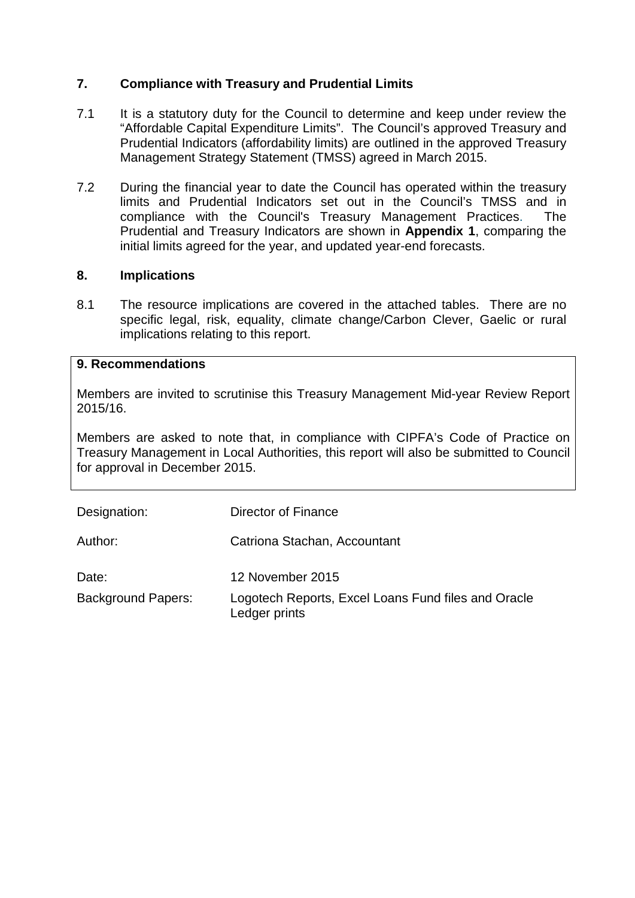## 7. Compliance with Treasury and Prudential Limits

7.1 It is a statutory duty for the Council to determine and keep under review the "Affordable Capital Expenditure Limits". The Council's approved Treasury and Prudential Indicators (affordability limits) are outlined in the approved Treasury Management Strategy Statement (TMSS) agreed in March 2015.

7.2 During the financial year to date the Council has operated within the treasury limits and Prudential Indicators set out in the Council's TMSS and in compliance with the Council's Treasury Management Practices. The Prudential and Treasury Indicators are shown in **Appendix 1**, comparing the initial limits agreed for the year, and updated year-end forecasts.

## 8. Implications

8.1 The resource implications are covered in the attached tables. There are no specific legal, risk, equality, climate change/Carbon Clever, Gaelic or rural implications relating to this report.

**9. Recommendations**

Members are invited to scrutinise this Treasury Management Mid-year Review Report 2015/16.

Members are asked to note that, in compliance with CIPFA's Code of Practice on Treasury Management in Local Authorities, this report will also be submitted to Council for approval in December 2015.

| | |
|---|---|
| Designation: | Director of Finance |
| Author: | Catriona Stachan, Accountant |
| Date: | 12 November 2015 |
| Background Papers: | Logotech Reports, Excel Loans Fund files and Oracle Ledger prints |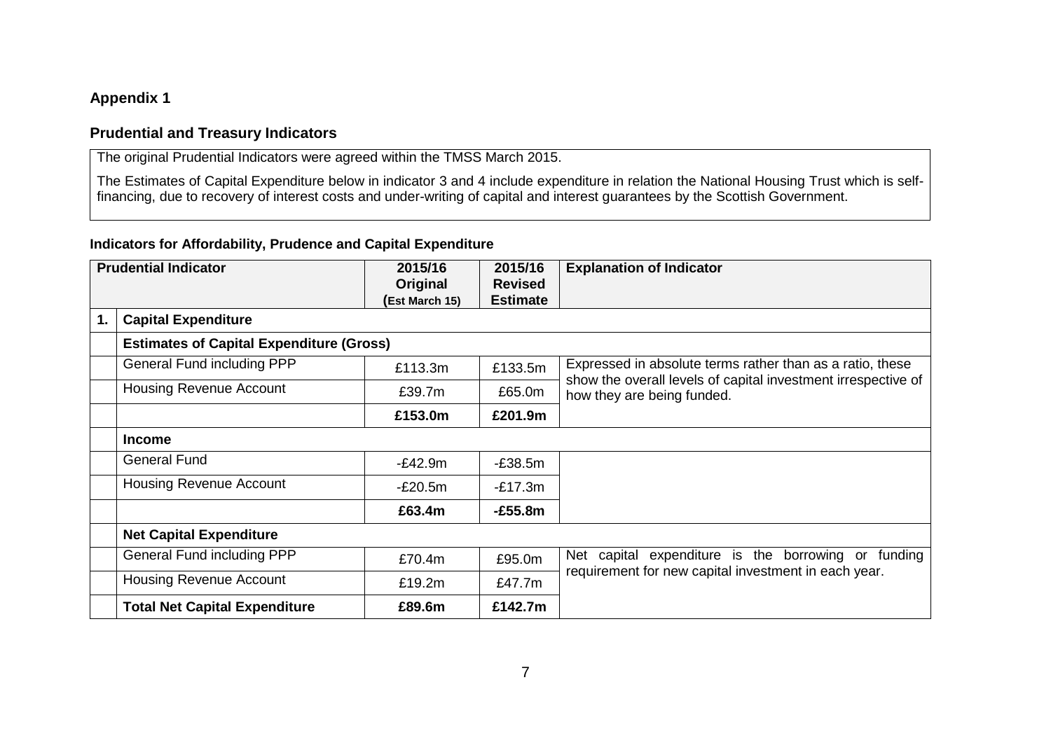## Appendix 1

## Prudential and Treasury Indicators

The original Prudential Indicators were agreed within the TMSS March 2015.

The Estimates of Capital Expenditure below in indicator 3 and 4 include expenditure in relation the National Housing Trust which is self-financing, due to recovery of interest costs and under-writing of capital and interest guarantees by the Scottish Government.

### Indicators for Affordability, Prudence and Capital Expenditure

| | Prudential Indicator | 2015/16 Original (Est March 15) | 2015/16 Revised Estimate | Explanation of Indicator |
|---|---|---|---|---|
| **1.** | **Capital Expenditure** | | | |
| | **Estimates of Capital Expenditure (Gross)** | | | |
| | General Fund including PPP | £113.3m | £133.5m | Expressed in absolute terms rather than as a ratio, these show the overall levels of capital investment irrespective of how they are being funded. |
| | Housing Revenue Account | £39.7m | £65.0m | |
| | | **£153.0m** | **£201.9m** | |
| | **Income** | | | |
| | General Fund | -£42.9m | -£38.5m | |
| | Housing Revenue Account | -£20.5m | -£17.3m | |
| | | **£63.4m** | **-£55.8m** | |
| | **Net Capital Expenditure** | | | |
| | General Fund including PPP | £70.4m | £95.0m | Net capital expenditure is the borrowing or funding requirement for new capital investment in each year. |
| | Housing Revenue Account | £19.2m | £47.7m | |
| | **Total Net Capital Expenditure** | **£89.6m** | **£142.7m** | |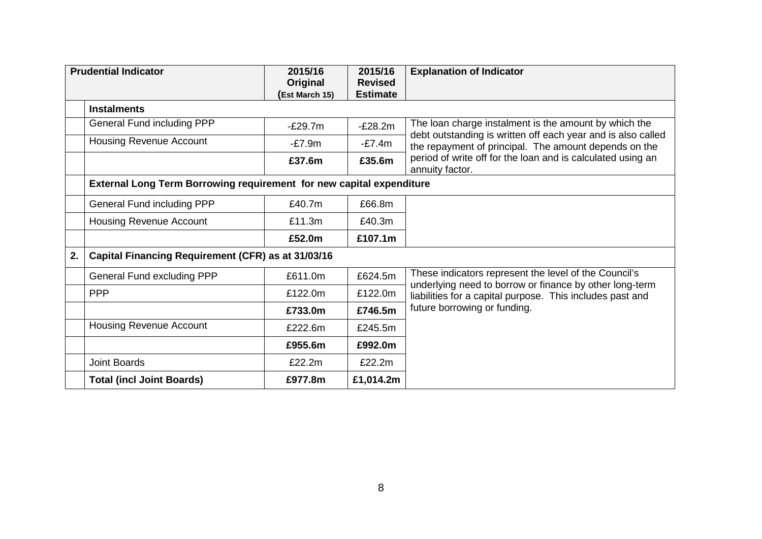| | Prudential Indicator | 2015/16 Original (Est March 15) | 2015/16 Revised Estimate | Explanation of Indicator |
|---|---|---|---|---|
| | **Instalments** | | | |
| | General Fund including PPP | -£29.7m | -£28.2m | The loan charge instalment is the amount by which the debt outstanding is written off each year and is also called the repayment of principal. The amount depends on the period of write off for the loan and is calculated using an annuity factor. |
| | Housing Revenue Account | -£7.9m | -£7.4m | |
| | | **£37.6m** | **£35.6m** | |
| | **External Long Term Borrowing requirement for new capital expenditure** | | | |
| | General Fund including PPP | £40.7m | £66.8m | |
| | Housing Revenue Account | £11.3m | £40.3m | |
| | | **£52.0m** | **£107.1m** | |
| **2.** | **Capital Financing Requirement (CFR) as at 31/03/16** | | | |
| | General Fund excluding PPP | £611.0m | £624.5m | These indicators represent the level of the Council's underlying need to borrow or finance by other long-term liabilities for a capital purpose. This includes past and future borrowing or funding. |
| | PPP | £122.0m | £122.0m | |
| | | **£733.0m** | **£746.5m** | |
| | Housing Revenue Account | £222.6m | £245.5m | |
| | | **£955.6m** | **£992.0m** | |
| | Joint Boards | £22.2m | £22.2m | |
| | **Total (incl Joint Boards)** | **£977.8m** | **£1,014.2m** | |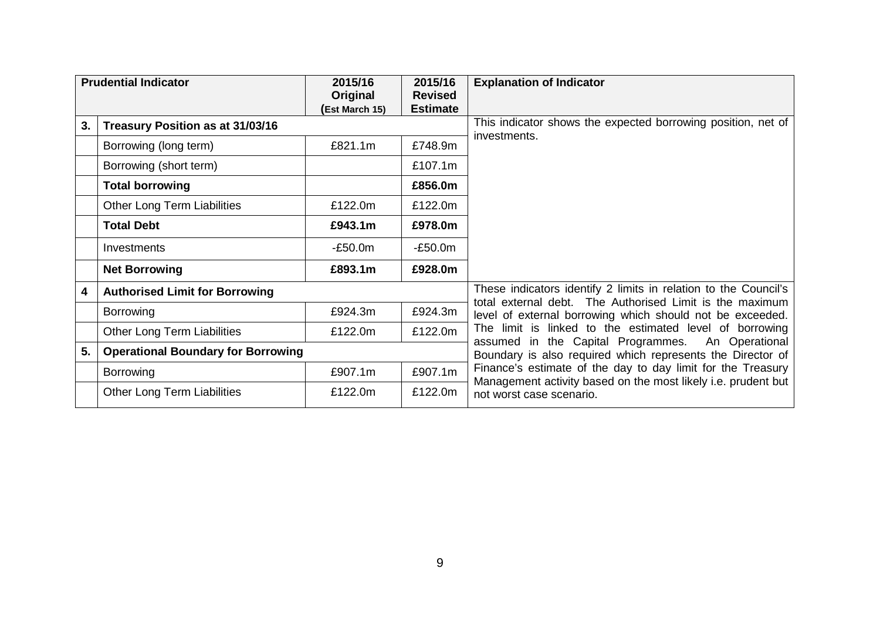| Prudential Indicator | | 2015/16 Original (Est March 15) | 2015/16 Revised Estimate | Explanation of Indicator |
|---|---|---|---|---|
| 3. | **Treasury Position as at 31/03/16** | | | This indicator shows the expected borrowing position, net of investments. |
| | Borrowing (long term) | £821.1m | £748.9m | |
| | Borrowing (short term) | | £107.1m | |
| | **Total borrowing** | | **£856.0m** | |
| | Other Long Term Liabilities | £122.0m | £122.0m | |
| | **Total Debt** | **£943.1m** | **£978.0m** | |
| | Investments | -£50.0m | -£50.0m | |
| | **Net Borrowing** | **£893.1m** | **£928.0m** | |
| 4 | **Authorised Limit for Borrowing** | | | These indicators identify 2 limits in relation to the Council's total external debt. The Authorised Limit is the maximum level of external borrowing which should not be exceeded. The limit is linked to the estimated level of borrowing assumed in the Capital Programmes. An Operational Boundary is also required which represents the Director of Finance's estimate of the day to day limit for the Treasury Management activity based on the most likely i.e. prudent but not worst case scenario. |
| | Borrowing | £924.3m | £924.3m | |
| | Other Long Term Liabilities | £122.0m | £122.0m | |
| 5. | **Operational Boundary for Borrowing** | | | |
| | Borrowing | £907.1m | £907.1m | |
| | Other Long Term Liabilities | £122.0m | £122.0m | |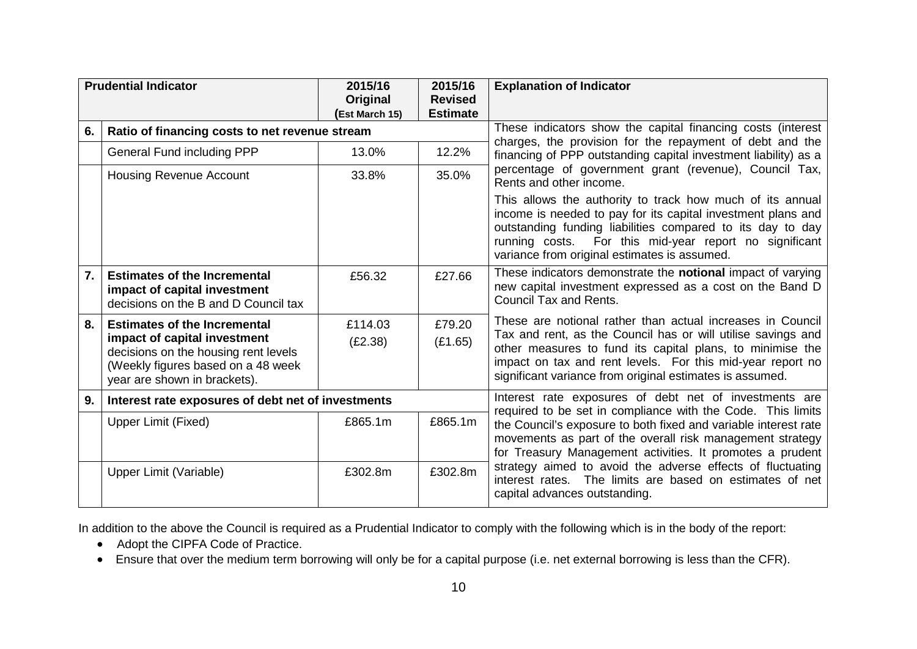| | Prudential Indicator | 2015/16 Original (Est March 15) | 2015/16 Revised Estimate | Explanation of Indicator |
|---|---|---|---|---|
| 6. | **Ratio of financing costs to net revenue stream** | | | These indicators show the capital financing costs (interest charges, the provision for the repayment of debt and the financing of PPP outstanding capital investment liability) as a percentage of government grant (revenue), Council Tax, Rents and other income. |
| | General Fund including PPP | 13.0% | 12.2% | |
| | Housing Revenue Account | 33.8% | 35.0% | This allows the authority to track how much of its annual income is needed to pay for its capital investment plans and outstanding funding liabilities compared to its day to day running costs. For this mid-year report no significant variance from original estimates is assumed. |
| 7. | **Estimates of the Incremental impact of capital investment** decisions on the B and D Council tax | £56.32 | £27.66 | These indicators demonstrate the **notional** impact of varying new capital investment expressed as a cost on the Band D Council Tax and Rents. |
| 8. | **Estimates of the Incremental impact of capital investment** decisions on the housing rent levels (Weekly figures based on a 48 week year are shown in brackets). | £114.03 (£2.38) | £79.20 (£1.65) | These are notional rather than actual increases in Council Tax and rent, as the Council has or will utilise savings and other measures to fund its capital plans, to minimise the impact on tax and rent levels. For this mid-year report no significant variance from original estimates is assumed. |
| 9. | **Interest rate exposures of debt net of investments** | | | Interest rate exposures of debt net of investments are required to be set in compliance with the Code. This limits the Council's exposure to both fixed and variable interest rate movements as part of the overall risk management strategy for Treasury Management activities. It promotes a prudent strategy aimed to avoid the adverse effects of fluctuating interest rates. The limits are based on estimates of net capital advances outstanding. |
| | Upper Limit (Fixed) | £865.1m | £865.1m | |
| | Upper Limit (Variable) | £302.8m | £302.8m | |

In addition to the above the Council is required as a Prudential Indicator to comply with the following which is in the body of the report:

- Adopt the CIPFA Code of Practice.
- Ensure that over the medium term borrowing will only be for a capital purpose (i.e. net external borrowing is less than the CFR).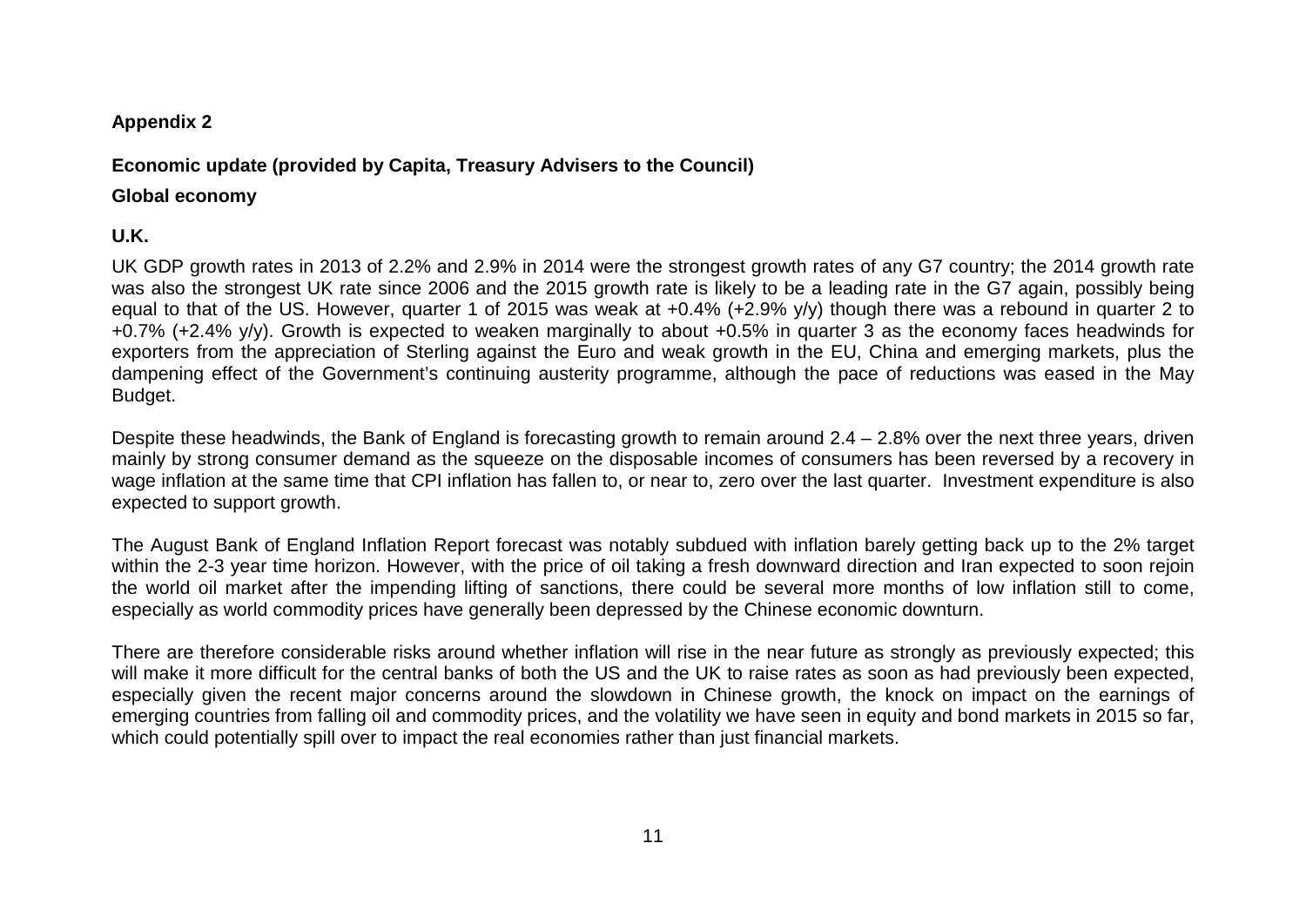**Appendix 2**

**Economic update (provided by Capita, Treasury Advisers to the Council)**

**Global economy**

**U.K.**

UK GDP growth rates in 2013 of 2.2% and 2.9% in 2014 were the strongest growth rates of any G7 country; the 2014 growth rate was also the strongest UK rate since 2006 and the 2015 growth rate is likely to be a leading rate in the G7 again, possibly being equal to that of the US. However, quarter 1 of 2015 was weak at +0.4% (+2.9% y/y) though there was a rebound in quarter 2 to +0.7% (+2.4% y/y). Growth is expected to weaken marginally to about +0.5% in quarter 3 as the economy faces headwinds for exporters from the appreciation of Sterling against the Euro and weak growth in the EU, China and emerging markets, plus the dampening effect of the Government's continuing austerity programme, although the pace of reductions was eased in the May Budget.

Despite these headwinds, the Bank of England is forecasting growth to remain around 2.4 – 2.8% over the next three years, driven mainly by strong consumer demand as the squeeze on the disposable incomes of consumers has been reversed by a recovery in wage inflation at the same time that CPI inflation has fallen to, or near to, zero over the last quarter. Investment expenditure is also expected to support growth.

The August Bank of England Inflation Report forecast was notably subdued with inflation barely getting back up to the 2% target within the 2-3 year time horizon. However, with the price of oil taking a fresh downward direction and Iran expected to soon rejoin the world oil market after the impending lifting of sanctions, there could be several more months of low inflation still to come, especially as world commodity prices have generally been depressed by the Chinese economic downturn.

There are therefore considerable risks around whether inflation will rise in the near future as strongly as previously expected; this will make it more difficult for the central banks of both the US and the UK to raise rates as soon as had previously been expected, especially given the recent major concerns around the slowdown in Chinese growth, the knock on impact on the earnings of emerging countries from falling oil and commodity prices, and the volatility we have seen in equity and bond markets in 2015 so far, which could potentially spill over to impact the real economies rather than just financial markets.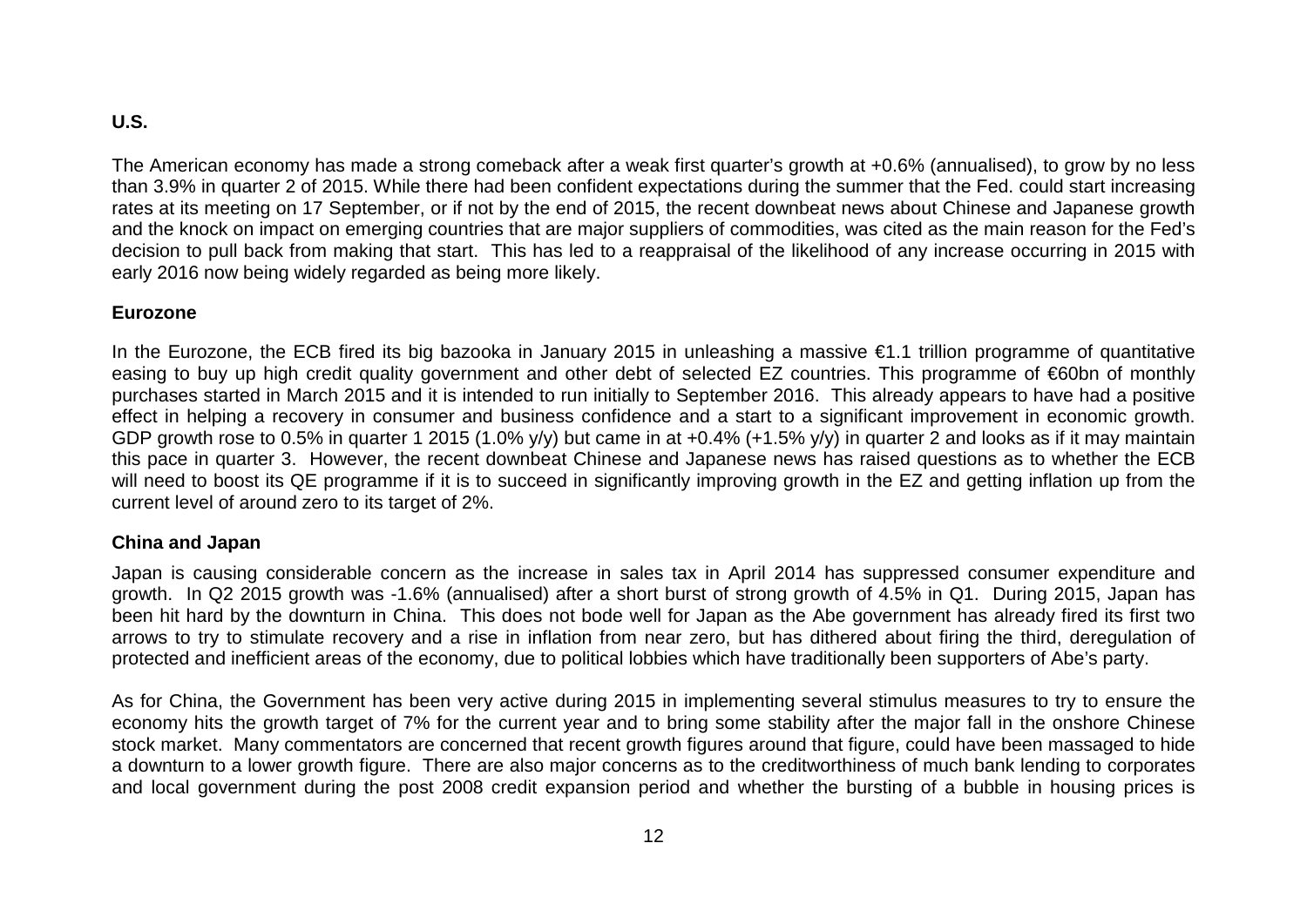**U.S.**

The American economy has made a strong comeback after a weak first quarter's growth at +0.6% (annualised), to grow by no less than 3.9% in quarter 2 of 2015. While there had been confident expectations during the summer that the Fed. could start increasing rates at its meeting on 17 September, or if not by the end of 2015, the recent downbeat news about Chinese and Japanese growth and the knock on impact on emerging countries that are major suppliers of commodities, was cited as the main reason for the Fed's decision to pull back from making that start. This has led to a reappraisal of the likelihood of any increase occurring in 2015 with early 2016 now being widely regarded as being more likely.

**Eurozone**

In the Eurozone, the ECB fired its big bazooka in January 2015 in unleashing a massive €1.1 trillion programme of quantitative easing to buy up high credit quality government and other debt of selected EZ countries. This programme of €60bn of monthly purchases started in March 2015 and it is intended to run initially to September 2016. This already appears to have had a positive effect in helping a recovery in consumer and business confidence and a start to a significant improvement in economic growth. GDP growth rose to 0.5% in quarter 1 2015 (1.0% y/y) but came in at +0.4% (+1.5% y/y) in quarter 2 and looks as if it may maintain this pace in quarter 3. However, the recent downbeat Chinese and Japanese news has raised questions as to whether the ECB will need to boost its QE programme if it is to succeed in significantly improving growth in the EZ and getting inflation up from the current level of around zero to its target of 2%.

**China and Japan**

Japan is causing considerable concern as the increase in sales tax in April 2014 has suppressed consumer expenditure and growth. In Q2 2015 growth was -1.6% (annualised) after a short burst of strong growth of 4.5% in Q1. During 2015, Japan has been hit hard by the downturn in China. This does not bode well for Japan as the Abe government has already fired its first two arrows to try to stimulate recovery and a rise in inflation from near zero, but has dithered about firing the third, deregulation of protected and inefficient areas of the economy, due to political lobbies which have traditionally been supporters of Abe's party.

As for China, the Government has been very active during 2015 in implementing several stimulus measures to try to ensure the economy hits the growth target of 7% for the current year and to bring some stability after the major fall in the onshore Chinese stock market. Many commentators are concerned that recent growth figures around that figure, could have been massaged to hide a downturn to a lower growth figure. There are also major concerns as to the creditworthiness of much bank lending to corporates and local government during the post 2008 credit expansion period and whether the bursting of a bubble in housing prices is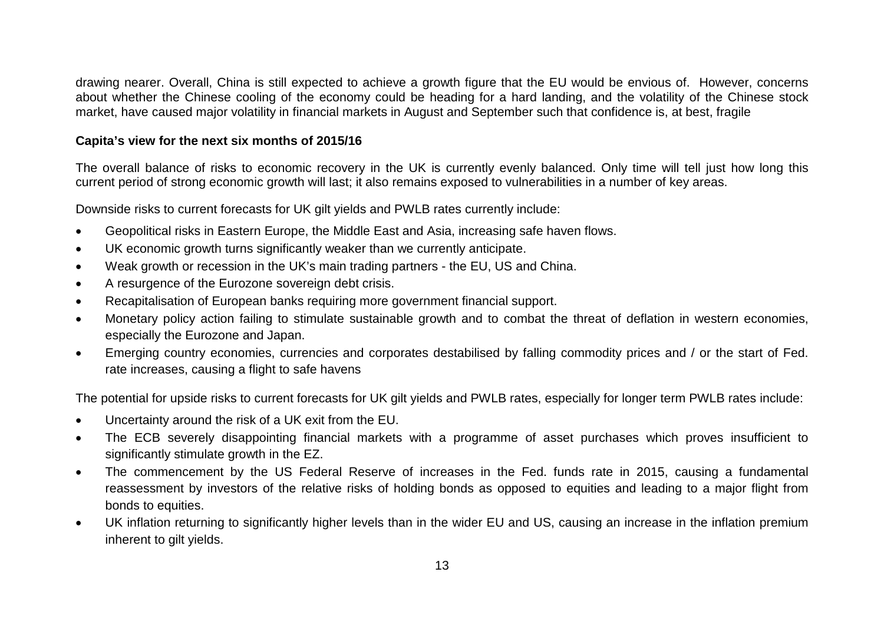drawing nearer. Overall, China is still expected to achieve a growth figure that the EU would be envious of. However, concerns about whether the Chinese cooling of the economy could be heading for a hard landing, and the volatility of the Chinese stock market, have caused major volatility in financial markets in August and September such that confidence is, at best, fragile

**Capita's view for the next six months of 2015/16**

The overall balance of risks to economic recovery in the UK is currently evenly balanced. Only time will tell just how long this current period of strong economic growth will last; it also remains exposed to vulnerabilities in a number of key areas.

Downside risks to current forecasts for UK gilt yields and PWLB rates currently include:

- Geopolitical risks in Eastern Europe, the Middle East and Asia, increasing safe haven flows.
- UK economic growth turns significantly weaker than we currently anticipate.
- Weak growth or recession in the UK's main trading partners - the EU, US and China.
- A resurgence of the Eurozone sovereign debt crisis.
- Recapitalisation of European banks requiring more government financial support.
- Monetary policy action failing to stimulate sustainable growth and to combat the threat of deflation in western economies, especially the Eurozone and Japan.
- Emerging country economies, currencies and corporates destabilised by falling commodity prices and / or the start of Fed. rate increases, causing a flight to safe havens

The potential for upside risks to current forecasts for UK gilt yields and PWLB rates, especially for longer term PWLB rates include:

- Uncertainty around the risk of a UK exit from the EU.
- The ECB severely disappointing financial markets with a programme of asset purchases which proves insufficient to significantly stimulate growth in the EZ.
- The commencement by the US Federal Reserve of increases in the Fed. funds rate in 2015, causing a fundamental reassessment by investors of the relative risks of holding bonds as opposed to equities and leading to a major flight from bonds to equities.
- UK inflation returning to significantly higher levels than in the wider EU and US, causing an increase in the inflation premium inherent to gilt yields.